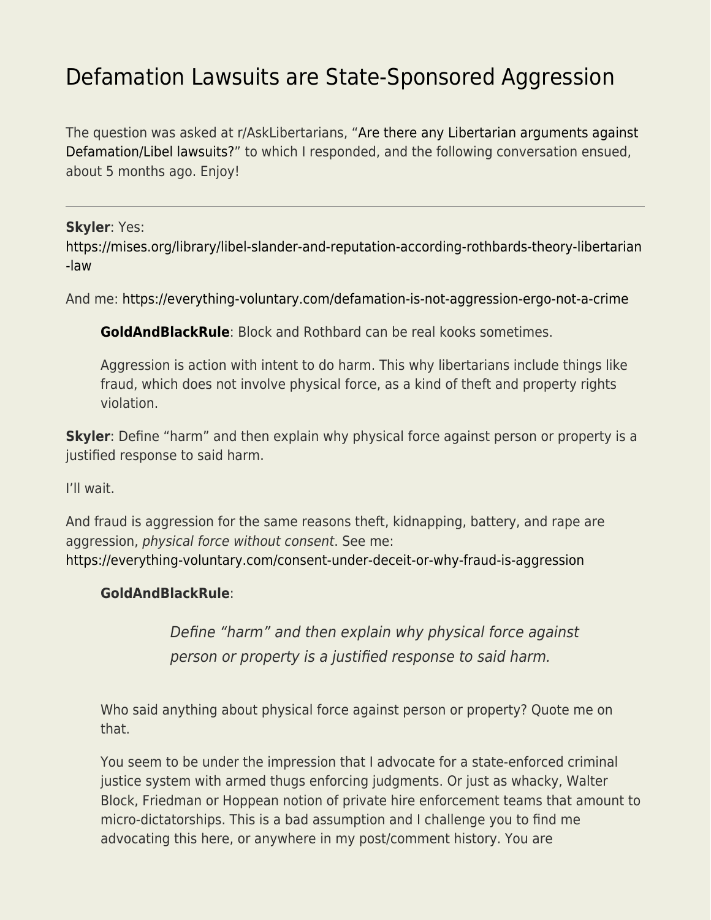# Defamation Lawsuits are State-Sponsored Aggression

The question was asked at r/AskLibertarians, "Are there any Libertarian arguments against Defamation/Libel lawsuits?" to which I responded, and the following conversation ensued, about 5 months ago. Enjoy!

---

**Skyler**: Yes: https://mises.org/library/libel-slander-and-reputation-according-rothbards-theory-libertarian-law

And me: https://everything-voluntary.com/defamation-is-not-aggression-ergo-not-a-crime

> **GoldAndBlackRule**: Block and Rothbard can be real kooks sometimes.
>
> Aggression is action with intent to do harm. This why libertarians include things like fraud, which does not involve physical force, as a kind of theft and property rights violation.

**Skyler**: Define "harm" and then explain why physical force against person or property is a justified response to said harm.

I'll wait.

And fraud is aggression for the same reasons theft, kidnapping, battery, and rape are aggression, *physical force without consent*. See me: https://everything-voluntary.com/consent-under-deceit-or-why-fraud-is-aggression

> **GoldAndBlackRule**:
>
> > *Define "harm" and then explain why physical force against person or property is a justified response to said harm.*
>
> Who said anything about physical force against person or property? Quote me on that.
>
> You seem to be under the impression that I advocate for a state-enforced criminal justice system with armed thugs enforcing judgments. Or just as whacky, Walter Block, Friedman or Hoppean notion of private hire enforcement teams that amount to micro-dictatorships. This is a bad assumption and I challenge you to find me advocating this here, or anywhere in my post/comment history. You are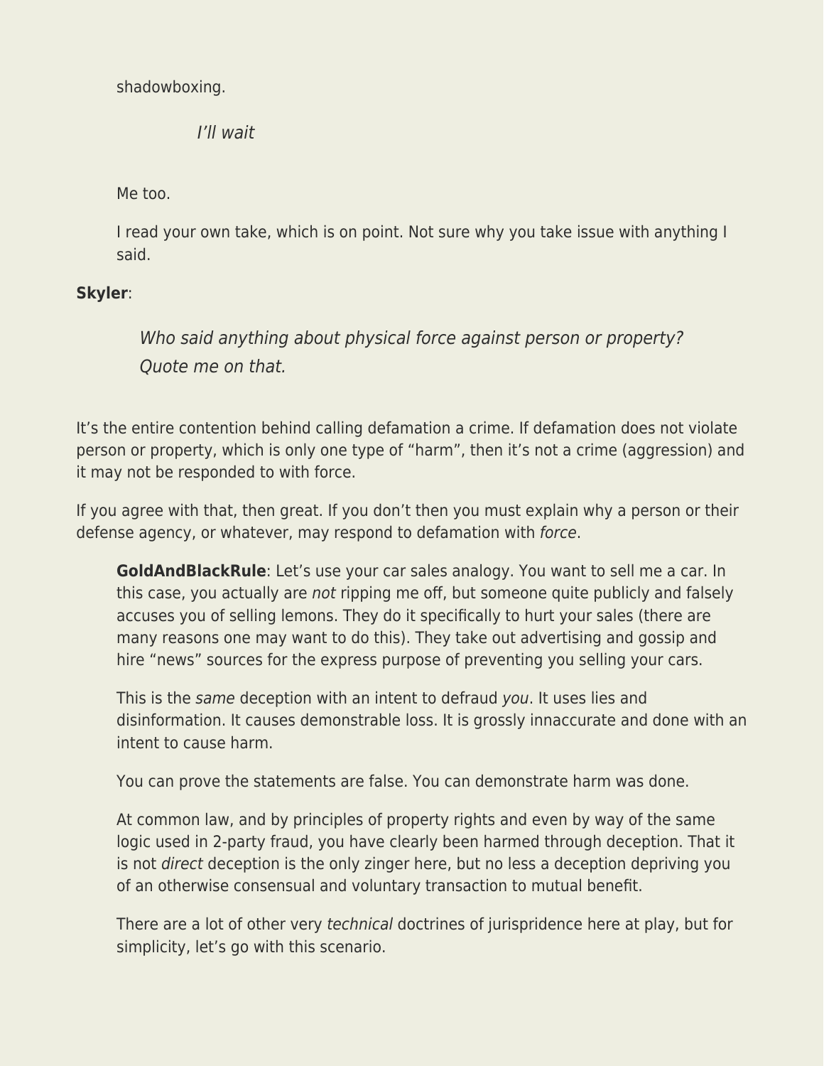> shadowboxing.
>
> > *I'll wait*
>
> Me too.
>
> I read your own take, which is on point. Not sure why you take issue with anything I said.

**Skyler**:

> *Who said anything about physical force against person or property? Quote me on that.*

It's the entire contention behind calling defamation a crime. If defamation does not violate person or property, which is only one type of "harm", then it's not a crime (aggression) and it may not be responded to with force.

If you agree with that, then great. If you don't then you must explain why a person or their defense agency, or whatever, may respond to defamation with *force*.

> **GoldAndBlackRule**: Let's use your car sales analogy. You want to sell me a car. In this case, you actually are *not* ripping me off, but someone quite publicly and falsely accuses you of selling lemons. They do it specifically to hurt your sales (there are many reasons one may want to do this). They take out advertising and gossip and hire "news" sources for the express purpose of preventing you selling your cars.
>
> This is the *same* deception with an intent to defraud *you*. It uses lies and disinformation. It causes demonstrable loss. It is grossly innaccurate and done with an intent to cause harm.
>
> You can prove the statements are false. You can demonstrate harm was done.
>
> At common law, and by principles of property rights and even by way of the same logic used in 2-party fraud, you have clearly been harmed through deception. That it is not *direct* deception is the only zinger here, but no less a deception depriving you of an otherwise consensual and voluntary transaction to mutual benefit.
>
> There are a lot of other very *technical* doctrines of jurispridence here at play, but for simplicity, let's go with this scenario.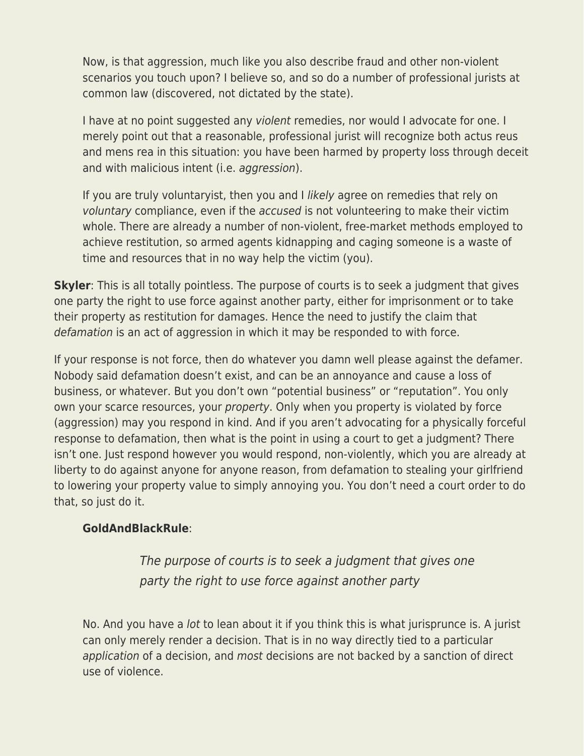> Now, is that aggression, much like you also describe fraud and other non-violent scenarios you touch upon? I believe so, and so do a number of professional jurists at common law (discovered, not dictated by the state).
>
> I have at no point suggested any *violent* remedies, nor would I advocate for one. I merely point out that a reasonable, professional jurist will recognize both actus reus and mens rea in this situation: you have been harmed by property loss through deceit and with malicious intent (i.e. *aggression*).
>
> If you are truly voluntaryist, then you and I *likely* agree on remedies that rely on *voluntary* compliance, even if the *accused* is not volunteering to make their victim whole. There are already a number of non-violent, free-market methods employed to achieve restitution, so armed agents kidnapping and caging someone is a waste of time and resources that in no way help the victim (you).

**Skyler**: This is all totally pointless. The purpose of courts is to seek a judgment that gives one party the right to use force against another party, either for imprisonment or to take their property as restitution for damages. Hence the need to justify the claim that *defamation* is an act of aggression in which it may be responded to with force.

If your response is not force, then do whatever you damn well please against the defamer. Nobody said defamation doesn't exist, and can be an annoyance and cause a loss of business, or whatever. But you don't own "potential business" or "reputation". You only own your scarce resources, your *property*. Only when you property is violated by force (aggression) may you respond in kind. And if you aren't advocating for a physically forceful response to defamation, then what is the point in using a court to get a judgment? There isn't one. Just respond however you would respond, non-violently, which you are already at liberty to do against anyone for anyone reason, from defamation to stealing your girlfriend to lowering your property value to simply annoying you. You don't need a court order to do that, so just do it.

> **GoldAndBlackRule**:
>
> > *The purpose of courts is to seek a judgment that gives one party the right to use force against another party*
>
> No. And you have a *lot* to lean about it if you think this is what jurisprunce is. A jurist can only merely render a decision. That is in no way directly tied to a particular *application* of a decision, and *most* decisions are not backed by a sanction of direct use of violence.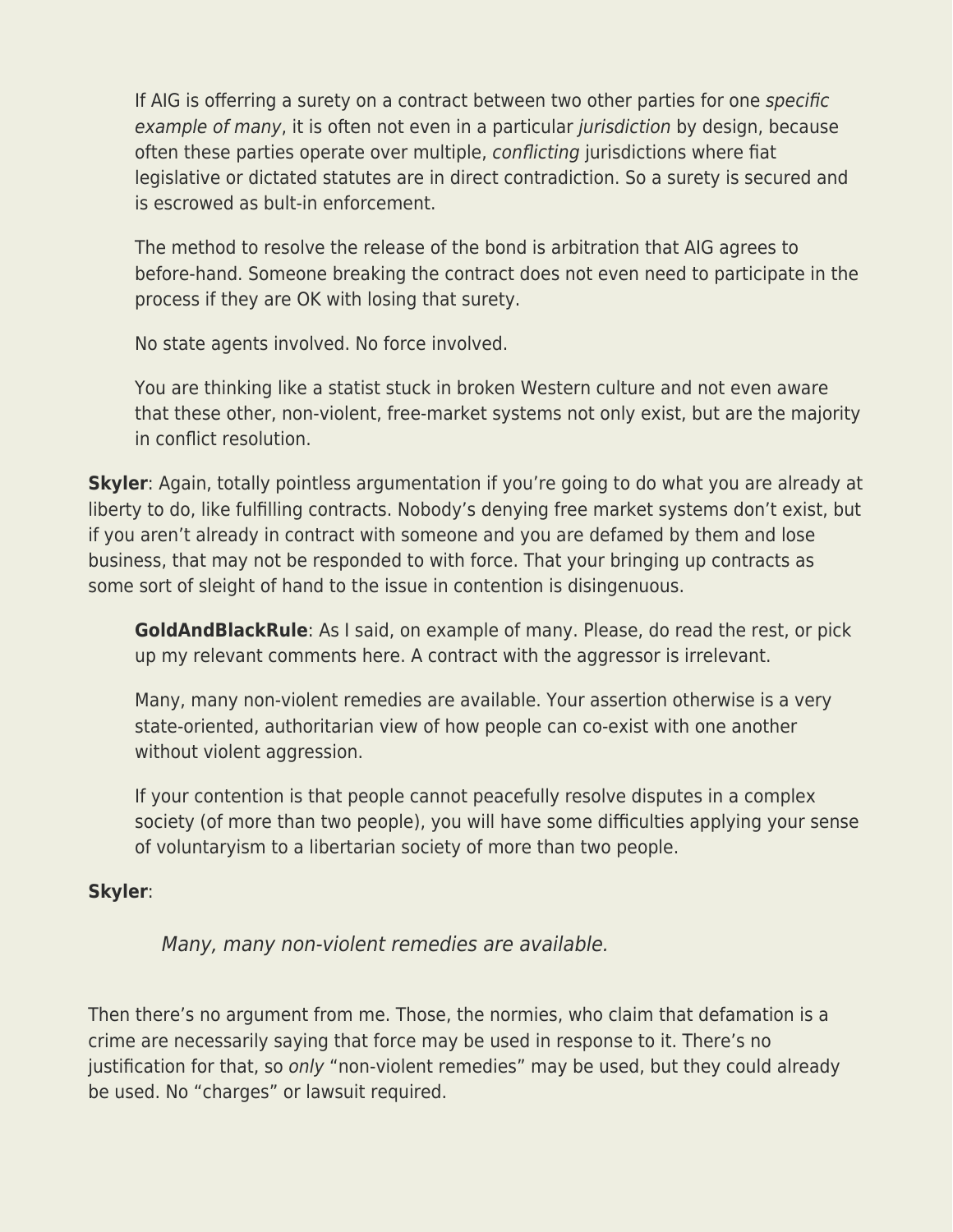> If AIG is offerring a surety on a contract between two other parties for one *specific example of many*, it is often not even in a particular *jurisdiction* by design, because often these parties operate over multiple, *conflicting* jurisdictions where fiat legislative or dictated statutes are in direct contradiction. So a surety is secured and is escrowed as bult-in enforcement.
>
> The method to resolve the release of the bond is arbitration that AIG agrees to before-hand. Someone breaking the contract does not even need to participate in the process if they are OK with losing that surety.
>
> No state agents involved. No force involved.
>
> You are thinking like a statist stuck in broken Western culture and not even aware that these other, non-violent, free-market systems not only exist, but are the majority in conflict resolution.

**Skyler**: Again, totally pointless argumentation if you're going to do what you are already at liberty to do, like fulfilling contracts. Nobody's denying free market systems don't exist, but if you aren't already in contract with someone and you are defamed by them and lose business, that may not be responded to with force. That your bringing up contracts as some sort of sleight of hand to the issue in contention is disingenuous.

> **GoldAndBlackRule**: As I said, on example of many. Please, do read the rest, or pick up my relevant comments here. A contract with the aggressor is irrelevant.
>
> Many, many non-violent remedies are available. Your assertion otherwise is a very state-oriented, authoritarian view of how people can co-exist with one another without violent aggression.
>
> If your contention is that people cannot peacefully resolve disputes in a complex society (of more than two people), you will have some difficulties applying your sense of voluntaryism to a libertarian society of more than two people.

**Skyler**:

> *Many, many non-violent remedies are available.*

Then there's no argument from me. Those, the normies, who claim that defamation is a crime are necessarily saying that force may be used in response to it. There's no justification for that, so *only* "non-violent remedies" may be used, but they could already be used. No "charges" or lawsuit required.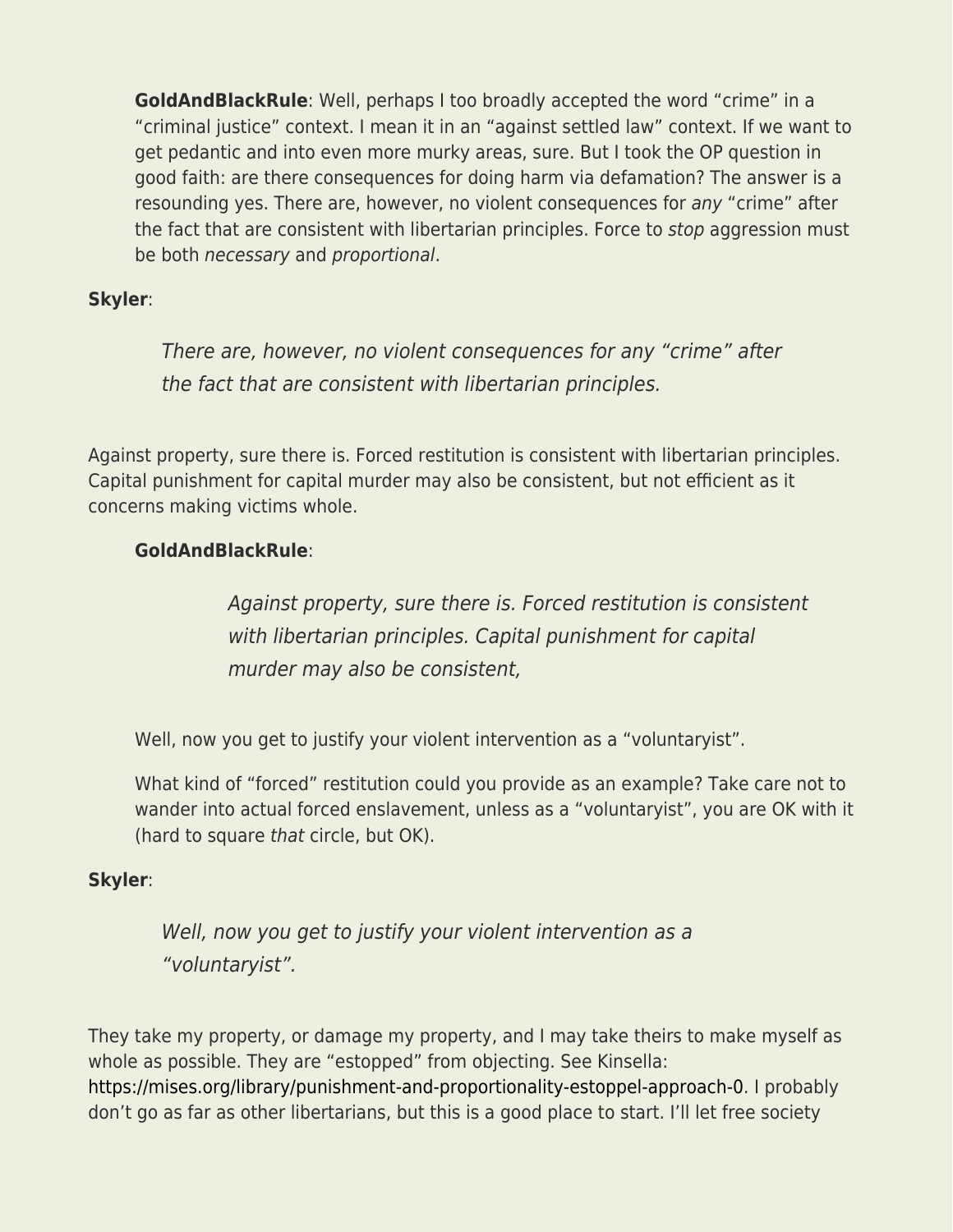> **GoldAndBlackRule**: Well, perhaps I too broadly accepted the word "crime" in a "criminal justice" context. I mean it in an "against settled law" context. If we want to get pedantic and into even more murky areas, sure. But I took the OP question in good faith: are there consequences for doing harm via defamation? The answer is a resounding yes. There are, however, no violent consequences for *any* "crime" after the fact that are consistent with libertarian principles. Force to *stop* aggression must be both *necessary* and *proportional*.

**Skyler**:

> *There are, however, no violent consequences for any "crime" after the fact that are consistent with libertarian principles.*

Against property, sure there is. Forced restitution is consistent with libertarian principles. Capital punishment for capital murder may also be consistent, but not efficient as it concerns making victims whole.

> **GoldAndBlackRule**:
>
> > *Against property, sure there is. Forced restitution is consistent with libertarian principles. Capital punishment for capital murder may also be consistent,*
>
> Well, now you get to justify your violent intervention as a "voluntaryist".
>
> What kind of "forced" restitution could you provide as an example? Take care not to wander into actual forced enslavement, unless as a "voluntaryist", you are OK with it (hard to square *that* circle, but OK).

**Skyler**:

> *Well, now you get to justify your violent intervention as a "voluntaryist".*

They take my property, or damage my property, and I may take theirs to make myself as whole as possible. They are "estopped" from objecting. See Kinsella: https://mises.org/library/punishment-and-proportionality-estoppel-approach-0. I probably don't go as far as other libertarians, but this is a good place to start. I'll let free society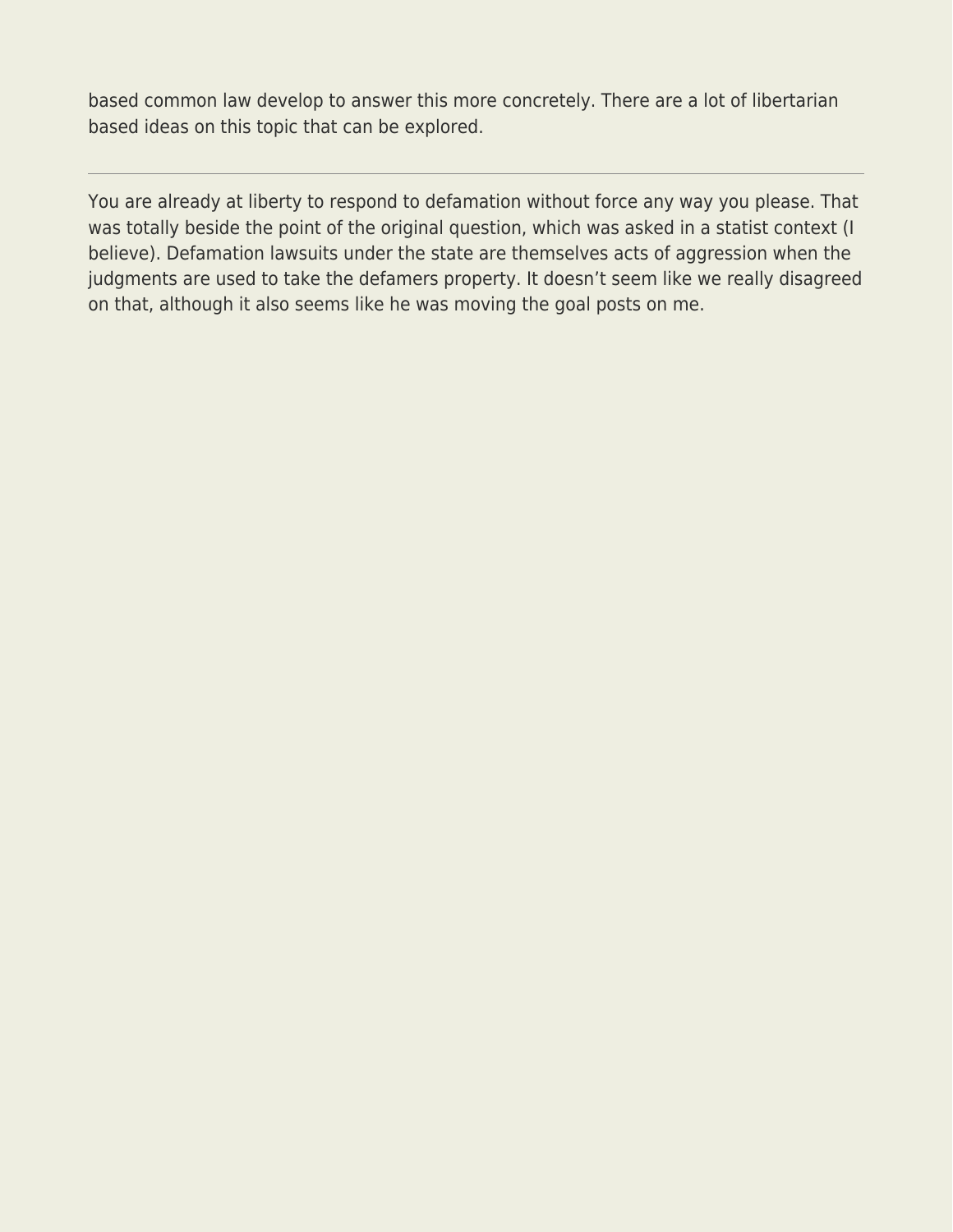based common law develop to answer this more concretely. There are a lot of libertarian based ideas on this topic that can be explored.

---

You are already at liberty to respond to defamation without force any way you please. That was totally beside the point of the original question, which was asked in a statist context (I believe). Defamation lawsuits under the state are themselves acts of aggression when the judgments are used to take the defamers property. It doesn't seem like we really disagreed on that, although it also seems like he was moving the goal posts on me.